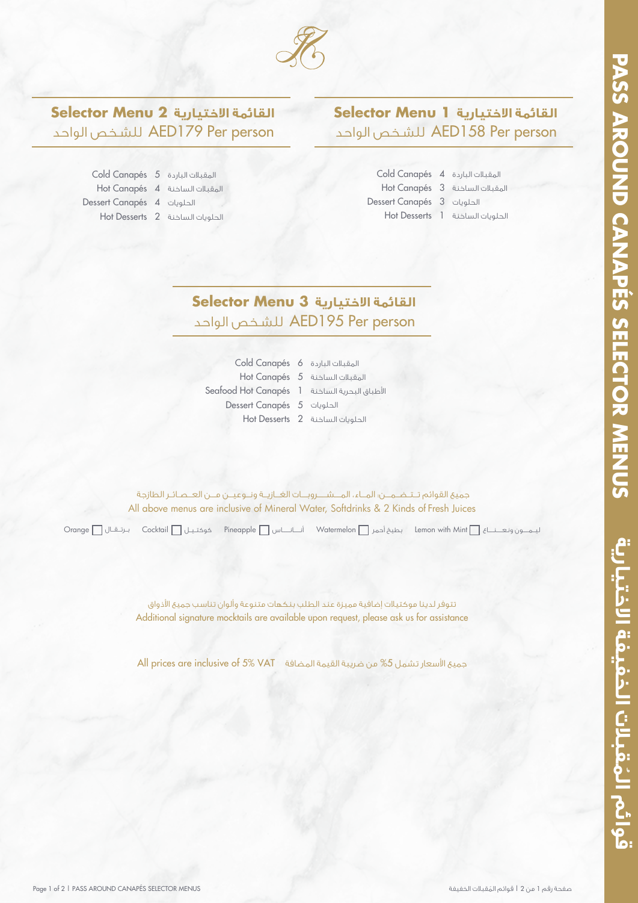# PASS AROUND CANAPÉS SELECTOR MENUS
# قوائم المُقبلات الخفيفة الاختيارية

## Selector Menu 1 القائمة الاختيارية
AED158 Per person للشخص الواحد

- Cold Canapés 4 المقبلات الباردة
- Hot Canapés 3 المقبلات الساخنة
- Dessert Canapés 3 الحلويات
- Hot Desserts 1 الحلويات الساخنة

## Selector Menu 2 القائمة الاختيارية
AED179 Per person للشخص الواحد

- Cold Canapés 5 المقبلات الباردة
- Hot Canapés 4 المقبلات الساخنة
- Dessert Canapés 4 الحلويات
- Hot Desserts 2 الحلويات الساخنة

## Selector Menu 3 القائمة الاختيارية
AED195 Per person للشخص الواحد

- Cold Canapés 6 المقبلات الباردة
- Hot Canapés 5 المقبلات الساخنة
- Seafood Hot Canapés 1 الأطباق البحرية الساخنة
- Dessert Canapés 5 الحلويات
- Hot Desserts 2 الحلويات الساخنة

جميع القوائم تتضمن: الماء، المشروبات الغازية ونوعين من العصائر الطازجة
All above menus are inclusive of Mineral Water, Softdrinks & 2 Kinds of Fresh Juices

☐ Lemon with Mint ليمون ونعناع ☐ Watermelon بطيخ أحمر ☐ Pineapple أناناس ☐ Cocktail كوكتيل ☐ Orange برتقال

تتوفر لدينا موكتيلات إضافية مميزة عند الطلب بنكهات متنوعة وألوان تناسب جميع الأذواق
Additional signature mocktails are available upon request, please ask us for assistance

All prices are inclusive of 5% VAT جميع الأسعار تشمل 5% من ضريبة القيمة المضافة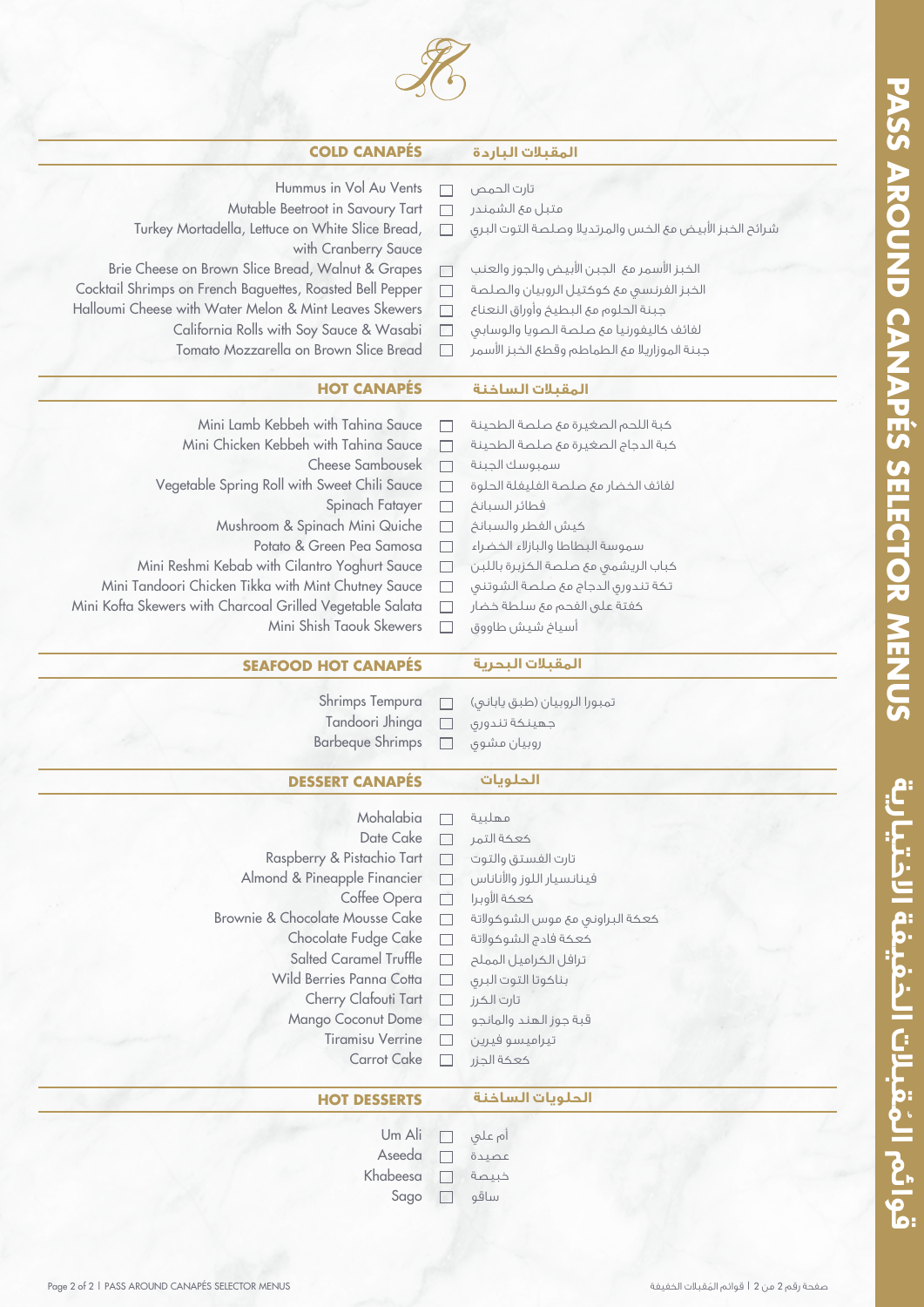# PASS AROUND CANAPÉS SELECTOR MENUS

# قوائم المُقبلات الخفيفة الاختيارية

## COLD CANAPÉS | المقبلات الباردة

| English | | Arabic |
| --- | --- | --- |
| Hummus in Vol Au Vents | ☐ | تارت الحمص |
| Mutable Beetroot in Savoury Tart | ☐ | متبل مع الشمندر |
| Turkey Mortadella, Lettuce on White Slice Bread, with Cranberry Sauce | ☐ | شرائح الخبز الأبيض مع الخس والمرتديلا وصلصة التوت البري |
| Brie Cheese on Brown Slice Bread, Walnut & Grapes | ☐ | الخبز الأسمر مع الجبن الأبيض والجوز والعنب |
| Cocktail Shrimps on French Baguettes, Roasted Bell Pepper | ☐ | الخبز الفرنسي مع كوكتيل الروبيان والصلصة |
| Halloumi Cheese with Water Melon & Mint Leaves Skewers | ☐ | جبنة الحلوم مع البطيخ وأوراق النعناع |
| California Rolls with Soy Sauce & Wasabi | ☐ | لفائف كاليفورنيا مع صلصة الصويا والوسابي |
| Tomato Mozzarella on Brown Slice Bread | ☐ | جبنة الموزاريلا مع الطماطم وقطع الخبز الأسمر |

## HOT CANAPÉS | المقبلات الساخنة

| English | | Arabic |
| --- | --- | --- |
| Mini Lamb Kebbeh with Tahina Sauce | ☐ | كبة اللحم الصغيرة مع صلصة الطحينة |
| Mini Chicken Kebbeh with Tahina Sauce | ☐ | كبة الدجاج الصغيرة مع صلصة الطحينة |
| Cheese Sambousek | ☐ | سمبوسك الجبنة |
| Vegetable Spring Roll with Sweet Chili Sauce | ☐ | لفائف الخضار مع صلصة الفليفلة الحلوة |
| Spinach Fatayer | ☐ | فطائر السبانخ |
| Mushroom & Spinach Mini Quiche | ☐ | كيش الفطر والسبانخ |
| Potato & Green Pea Samosa | ☐ | سموسة البطاطا والبازلاء الخضراء |
| Mini Reshmi Kebab with Cilantro Yoghurt Sauce | ☐ | كباب الريشمي مع صلصة الكزبرة باللبن |
| Mini Tandoori Chicken Tikka with Mint Chutney Sauce | ☐ | تكة تندوري الدجاج مع صلصة الشوتني |
| Mini Kofta Skewers with Charcoal Grilled Vegetable Salata | ☐ | كفتة على الفحم مع سلطة خضار |
| Mini Shish Taouk Skewers | ☐ | أسياخ شيش طاووق |

## SEAFOOD HOT CANAPÉS | المقبلات البحرية

| English | | Arabic |
| --- | --- | --- |
| Shrimps Tempura | ☐ | تمبورا الروبيان (طبق ياباني) |
| Tandoori Jhinga | ☐ | جهينكة تندوري |
| Barbeque Shrimps | ☐ | روبيان مشوي |

## DESSERT CANAPÉS | الحلويات

| English | | Arabic |
| --- | --- | --- |
| Mohalabia | ☐ | مهلبية |
| Date Cake | ☐ | كعكة التمر |
| Raspberry & Pistachio Tart | ☐ | تارت الفستق والتوت |
| Almond & Pineapple Financier | ☐ | فينانسيار اللوز والأناناس |
| Coffee Opera | ☐ | كعكة الأوبرا |
| Brownie & Chocolate Mousse Cake | ☐ | كعكة البراوني مع موس الشوكولاتة |
| Chocolate Fudge Cake | ☐ | كعكة فادج الشوكولاتة |
| Salted Caramel Truffle | ☐ | ترافل الكراميل المملح |
| Wild Berries Panna Cotta | ☐ | بناكوتا التوت البري |
| Cherry Clafouti Tart | ☐ | تارت الكرز |
| Mango Coconut Dome | ☐ | قبة جوز الهند والمانجو |
| Tiramisu Verrine | ☐ | تيراميسو فيرين |
| Carrot Cake | ☐ | كعكة الجزر |

## HOT DESSERTS | الحلويات الساخنة

| English | | Arabic |
| --- | --- | --- |
| Um Ali | ☐ | أم علي |
| Aseeda | ☐ | عصيدة |
| Khabeesa | ☐ | خبيصة |
| Sago | ☐ | ساقو |